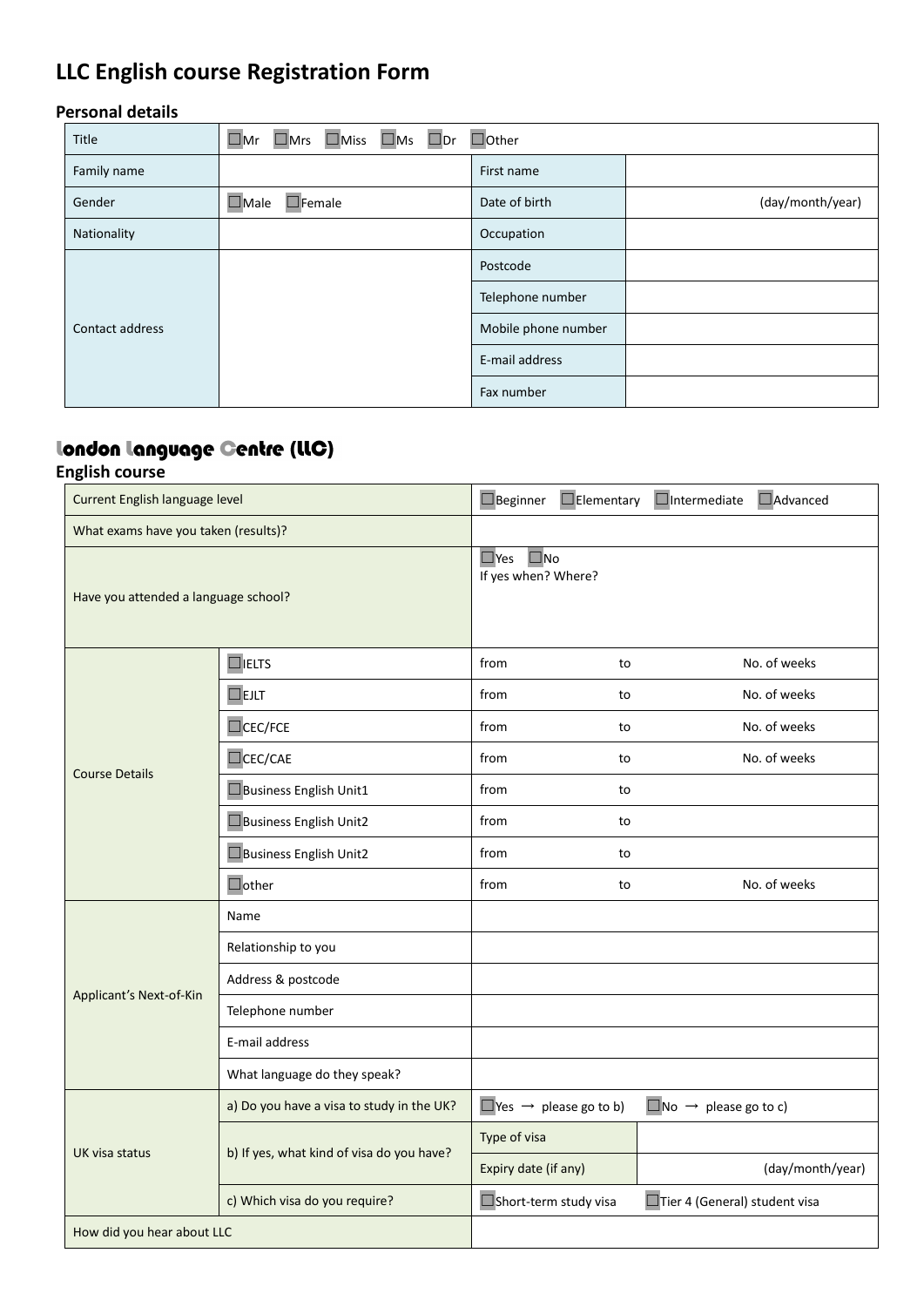# LLC English course Registration Form

## Personal details

| Title | ☐Mr ☐Mrs ☐Miss ☐Ms ☐Dr ☐Other | | |
|---|---|---|---|
| Family name | | First name | |
| Gender | ☐Male ☐Female | Date of birth | (day/month/year) |
| Nationality | | Occupation | |
| Contact address | | Postcode | |
| | | Telephone number | |
| | | Mobile phone number | |
| | | E-mail address | |
| | | Fax number | |

## London Language Centre (LLC)

### English course

| Current English language level | | ☐Beginner ☐Elementary ☐Intermediate ☐Advanced | | |
|---|---|---|---|---|
| What exams have you taken (results)? | | | | |
| Have you attended a language school? | | ☐Yes ☐No<br>If yes when? Where? | | |
| Course Details | ☐IELTS | from | to | No. of weeks |
| | ☐EJLT | from | to | No. of weeks |
| | ☐CEC/FCE | from | to | No. of weeks |
| | ☐CEC/CAE | from | to | No. of weeks |
| | ☐Business English Unit1 | from | to | |
| | ☐Business English Unit2 | from | to | |
| | ☐Business English Unit2 | from | to | |
| | ☐other | from | to | No. of weeks |
| Applicant's Next-of-Kin | Name | | | |
| | Relationship to you | | | |
| | Address & postcode | | | |
| | Telephone number | | | |
| | E-mail address | | | |
| | What language do they speak? | | | |
| UK visa status | a) Do you have a visa to study in the UK? | ☐Yes → please go to b) | ☐No → please go to c) | |
| | b) If yes, what kind of visa do you have? | Type of visa | | |
| | | Expiry date (if any) | (day/month/year) | |
| | c) Which visa do you require? | ☐Short-term study visa | ☐Tier 4 (General) student visa | |
| How did you hear about LLC | | | | |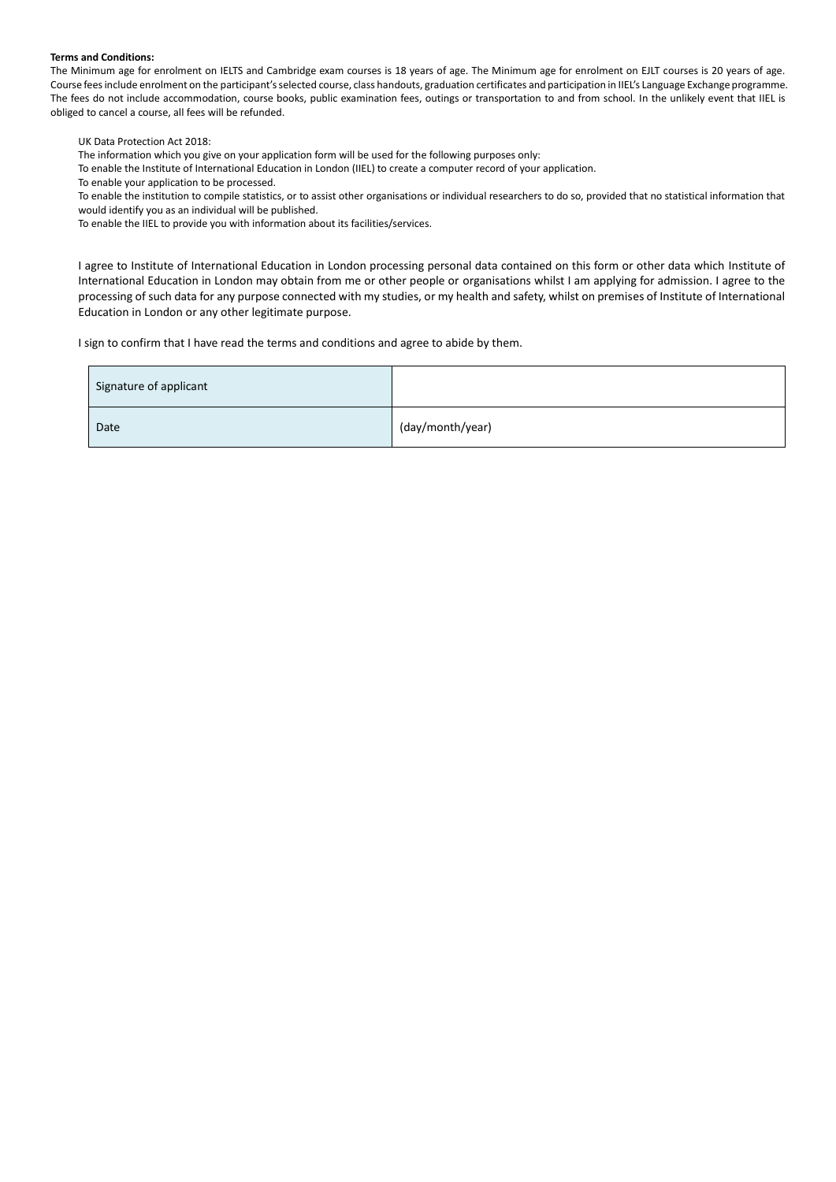**Terms and Conditions:**

The Minimum age for enrolment on IELTS and Cambridge exam courses is 18 years of age. The Minimum age for enrolment on EJLT courses is 20 years of age. Course fees include enrolment on the participant's selected course, class handouts, graduation certificates and participation in IIEL's Language Exchange programme. The fees do not include accommodation, course books, public examination fees, outings or transportation to and from school. In the unlikely event that IIEL is obliged to cancel a course, all fees will be refunded.

UK Data Protection Act 2018:

The information which you give on your application form will be used for the following purposes only:

To enable the Institute of International Education in London (IIEL) to create a computer record of your application.

To enable your application to be processed.

To enable the institution to compile statistics, or to assist other organisations or individual researchers to do so, provided that no statistical information that would identify you as an individual will be published.

To enable the IIEL to provide you with information about its facilities/services.

I agree to Institute of International Education in London processing personal data contained on this form or other data which Institute of International Education in London may obtain from me or other people or organisations whilst I am applying for admission. I agree to the processing of such data for any purpose connected with my studies, or my health and safety, whilst on premises of Institute of International Education in London or any other legitimate purpose.

I sign to confirm that I have read the terms and conditions and agree to abide by them.

| | |
|---|---|
| Signature of applicant | |
| Date | (day/month/year) |